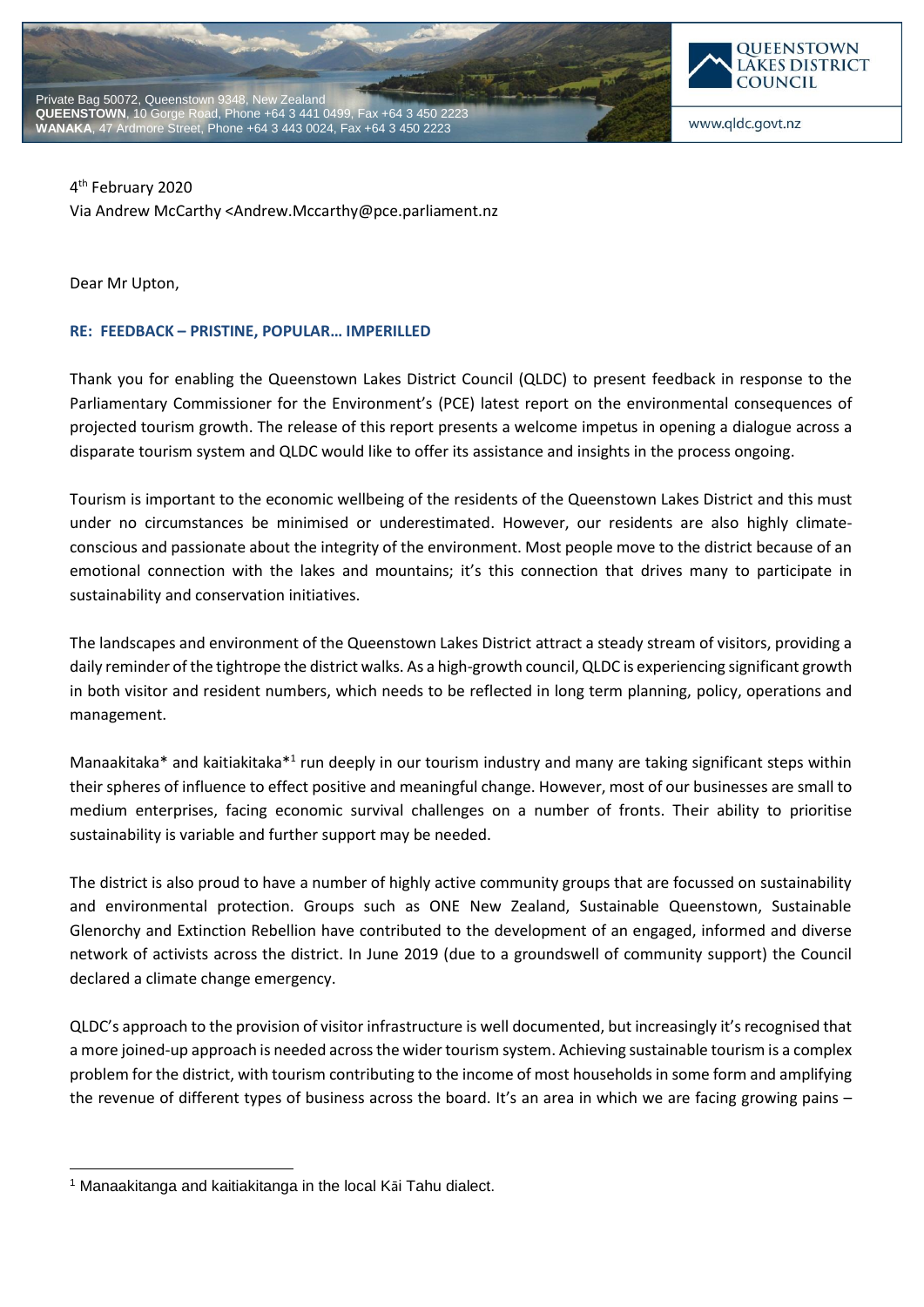Private Bag 50072, Queenstown 9348, New Zealand
**QUEENSTOWN**, 10 Gorge Road, Phone +64 3 441 0499, Fax +64 3 450 2223
**WANAKA**, 47 Ardmore Street, Phone +64 3 443 0024, Fax +64 3 450 2223

QUEENSTOWN LAKES DISTRICT COUNCIL

www.qldc.govt.nz

4th February 2020
Via Andrew McCarthy <Andrew.Mccarthy@pce.parliament.nz

Dear Mr Upton,

**RE: FEEDBACK – PRISTINE, POPULAR… IMPERILLED**

Thank you for enabling the Queenstown Lakes District Council (QLDC) to present feedback in response to the Parliamentary Commissioner for the Environment's (PCE) latest report on the environmental consequences of projected tourism growth. The release of this report presents a welcome impetus in opening a dialogue across a disparate tourism system and QLDC would like to offer its assistance and insights in the process ongoing.

Tourism is important to the economic wellbeing of the residents of the Queenstown Lakes District and this must under no circumstances be minimised or underestimated. However, our residents are also highly climate-conscious and passionate about the integrity of the environment. Most people move to the district because of an emotional connection with the lakes and mountains; it's this connection that drives many to participate in sustainability and conservation initiatives.

The landscapes and environment of the Queenstown Lakes District attract a steady stream of visitors, providing a daily reminder of the tightrope the district walks. As a high-growth council, QLDC is experiencing significant growth in both visitor and resident numbers, which needs to be reflected in long term planning, policy, operations and management.

Manaakitaka* and kaitiakitaka*[1] run deeply in our tourism industry and many are taking significant steps within their spheres of influence to effect positive and meaningful change. However, most of our businesses are small to medium enterprises, facing economic survival challenges on a number of fronts. Their ability to prioritise sustainability is variable and further support may be needed.

The district is also proud to have a number of highly active community groups that are focussed on sustainability and environmental protection. Groups such as ONE New Zealand, Sustainable Queenstown, Sustainable Glenorchy and Extinction Rebellion have contributed to the development of an engaged, informed and diverse network of activists across the district. In June 2019 (due to a groundswell of community support) the Council declared a climate change emergency.

QLDC's approach to the provision of visitor infrastructure is well documented, but increasingly it's recognised that a more joined-up approach is needed across the wider tourism system. Achieving sustainable tourism is a complex problem for the district, with tourism contributing to the income of most households in some form and amplifying the revenue of different types of business across the board. It's an area in which we are facing growing pains –

[1] Manaakitanga and kaitiakitanga in the local Kāi Tahu dialect.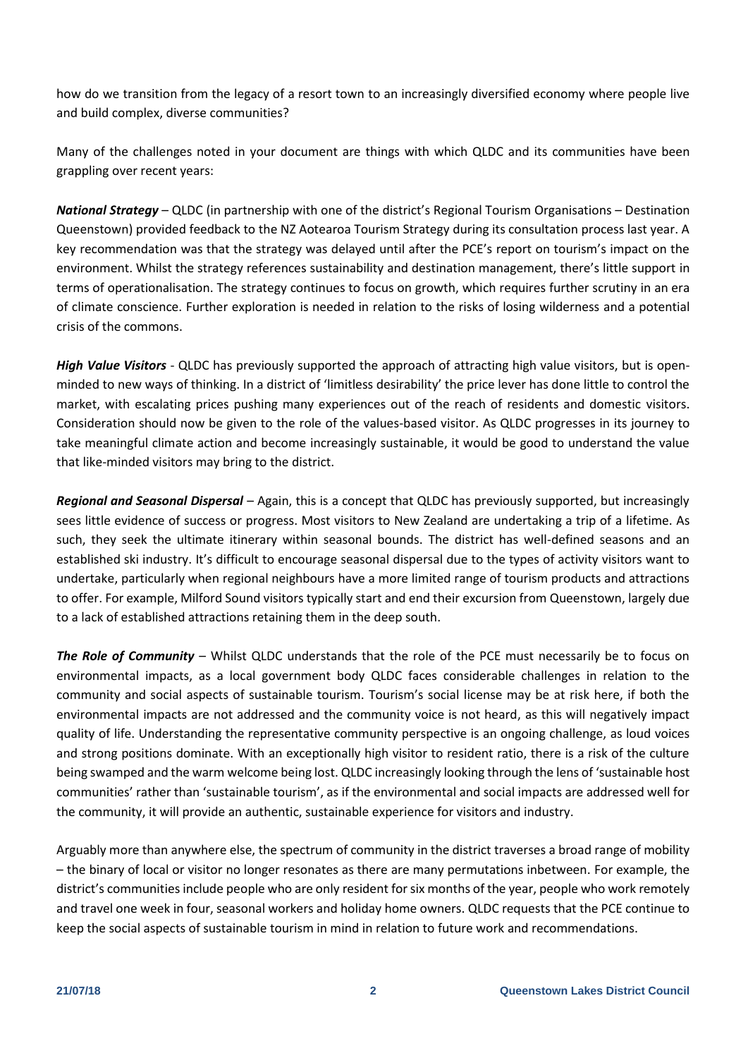how do we transition from the legacy of a resort town to an increasingly diversified economy where people live and build complex, diverse communities?

Many of the challenges noted in your document are things with which QLDC and its communities have been grappling over recent years:

***National Strategy*** – QLDC (in partnership with one of the district's Regional Tourism Organisations – Destination Queenstown) provided feedback to the NZ Aotearoa Tourism Strategy during its consultation process last year. A key recommendation was that the strategy was delayed until after the PCE's report on tourism's impact on the environment. Whilst the strategy references sustainability and destination management, there's little support in terms of operationalisation. The strategy continues to focus on growth, which requires further scrutiny in an era of climate conscience. Further exploration is needed in relation to the risks of losing wilderness and a potential crisis of the commons.

***High Value Visitors*** - QLDC has previously supported the approach of attracting high value visitors, but is open-minded to new ways of thinking. In a district of 'limitless desirability' the price lever has done little to control the market, with escalating prices pushing many experiences out of the reach of residents and domestic visitors. Consideration should now be given to the role of the values-based visitor. As QLDC progresses in its journey to take meaningful climate action and become increasingly sustainable, it would be good to understand the value that like-minded visitors may bring to the district.

***Regional and Seasonal Dispersal*** – Again, this is a concept that QLDC has previously supported, but increasingly sees little evidence of success or progress. Most visitors to New Zealand are undertaking a trip of a lifetime. As such, they seek the ultimate itinerary within seasonal bounds. The district has well-defined seasons and an established ski industry. It's difficult to encourage seasonal dispersal due to the types of activity visitors want to undertake, particularly when regional neighbours have a more limited range of tourism products and attractions to offer. For example, Milford Sound visitors typically start and end their excursion from Queenstown, largely due to a lack of established attractions retaining them in the deep south.

***The Role of Community*** – Whilst QLDC understands that the role of the PCE must necessarily be to focus on environmental impacts, as a local government body QLDC faces considerable challenges in relation to the community and social aspects of sustainable tourism. Tourism's social license may be at risk here, if both the environmental impacts are not addressed and the community voice is not heard, as this will negatively impact quality of life. Understanding the representative community perspective is an ongoing challenge, as loud voices and strong positions dominate. With an exceptionally high visitor to resident ratio, there is a risk of the culture being swamped and the warm welcome being lost. QLDC increasingly looking through the lens of 'sustainable host communities' rather than 'sustainable tourism', as if the environmental and social impacts are addressed well for the community, it will provide an authentic, sustainable experience for visitors and industry.

Arguably more than anywhere else, the spectrum of community in the district traverses a broad range of mobility – the binary of local or visitor no longer resonates as there are many permutations inbetween. For example, the district's communities include people who are only resident for six months of the year, people who work remotely and travel one week in four, seasonal workers and holiday home owners. QLDC requests that the PCE continue to keep the social aspects of sustainable tourism in mind in relation to future work and recommendations.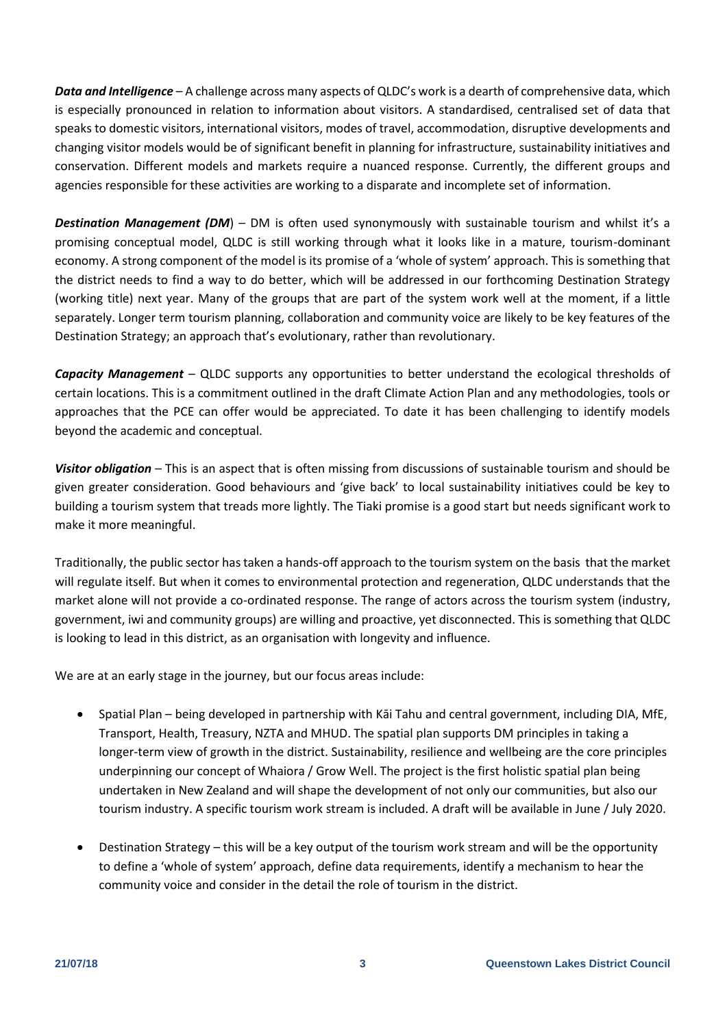***Data and Intelligence*** – A challenge across many aspects of QLDC's work is a dearth of comprehensive data, which is especially pronounced in relation to information about visitors. A standardised, centralised set of data that speaks to domestic visitors, international visitors, modes of travel, accommodation, disruptive developments and changing visitor models would be of significant benefit in planning for infrastructure, sustainability initiatives and conservation. Different models and markets require a nuanced response. Currently, the different groups and agencies responsible for these activities are working to a disparate and incomplete set of information.

***Destination Management (DM***) – DM is often used synonymously with sustainable tourism and whilst it's a promising conceptual model, QLDC is still working through what it looks like in a mature, tourism-dominant economy. A strong component of the model is its promise of a 'whole of system' approach. This is something that the district needs to find a way to do better, which will be addressed in our forthcoming Destination Strategy (working title) next year. Many of the groups that are part of the system work well at the moment, if a little separately. Longer term tourism planning, collaboration and community voice are likely to be key features of the Destination Strategy; an approach that's evolutionary, rather than revolutionary.

***Capacity Management*** – QLDC supports any opportunities to better understand the ecological thresholds of certain locations. This is a commitment outlined in the draft Climate Action Plan and any methodologies, tools or approaches that the PCE can offer would be appreciated. To date it has been challenging to identify models beyond the academic and conceptual.

***Visitor obligation*** – This is an aspect that is often missing from discussions of sustainable tourism and should be given greater consideration. Good behaviours and 'give back' to local sustainability initiatives could be key to building a tourism system that treads more lightly. The Tiaki promise is a good start but needs significant work to make it more meaningful.

Traditionally, the public sector has taken a hands-off approach to the tourism system on the basis that the market will regulate itself. But when it comes to environmental protection and regeneration, QLDC understands that the market alone will not provide a co-ordinated response. The range of actors across the tourism system (industry, government, iwi and community groups) are willing and proactive, yet disconnected. This is something that QLDC is looking to lead in this district, as an organisation with longevity and influence.

We are at an early stage in the journey, but our focus areas include:

- Spatial Plan – being developed in partnership with Kāi Tahu and central government, including DIA, MfE, Transport, Health, Treasury, NZTA and MHUD. The spatial plan supports DM principles in taking a longer-term view of growth in the district. Sustainability, resilience and wellbeing are the core principles underpinning our concept of Whaiora / Grow Well. The project is the first holistic spatial plan being undertaken in New Zealand and will shape the development of not only our communities, but also our tourism industry. A specific tourism work stream is included. A draft will be available in June / July 2020.

- Destination Strategy – this will be a key output of the tourism work stream and will be the opportunity to define a 'whole of system' approach, define data requirements, identify a mechanism to hear the community voice and consider in the detail the role of tourism in the district.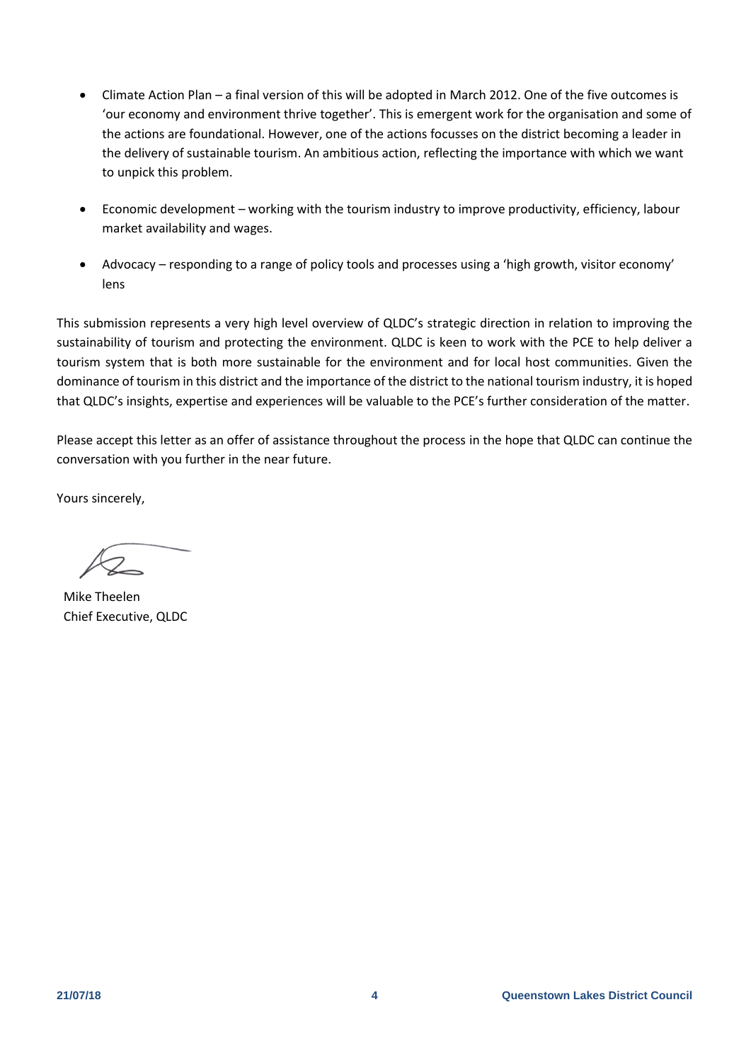- Climate Action Plan – a final version of this will be adopted in March 2012. One of the five outcomes is 'our economy and environment thrive together'. This is emergent work for the organisation and some of the actions are foundational. However, one of the actions focusses on the district becoming a leader in the delivery of sustainable tourism. An ambitious action, reflecting the importance with which we want to unpick this problem.

- Economic development – working with the tourism industry to improve productivity, efficiency, labour market availability and wages.

- Advocacy – responding to a range of policy tools and processes using a 'high growth, visitor economy' lens

This submission represents a very high level overview of QLDC's strategic direction in relation to improving the sustainability of tourism and protecting the environment. QLDC is keen to work with the PCE to help deliver a tourism system that is both more sustainable for the environment and for local host communities. Given the dominance of tourism in this district and the importance of the district to the national tourism industry, it is hoped that QLDC's insights, expertise and experiences will be valuable to the PCE's further consideration of the matter.

Please accept this letter as an offer of assistance throughout the process in the hope that QLDC can continue the conversation with you further in the near future.

Yours sincerely,

Mike Theelen
Chief Executive, QLDC